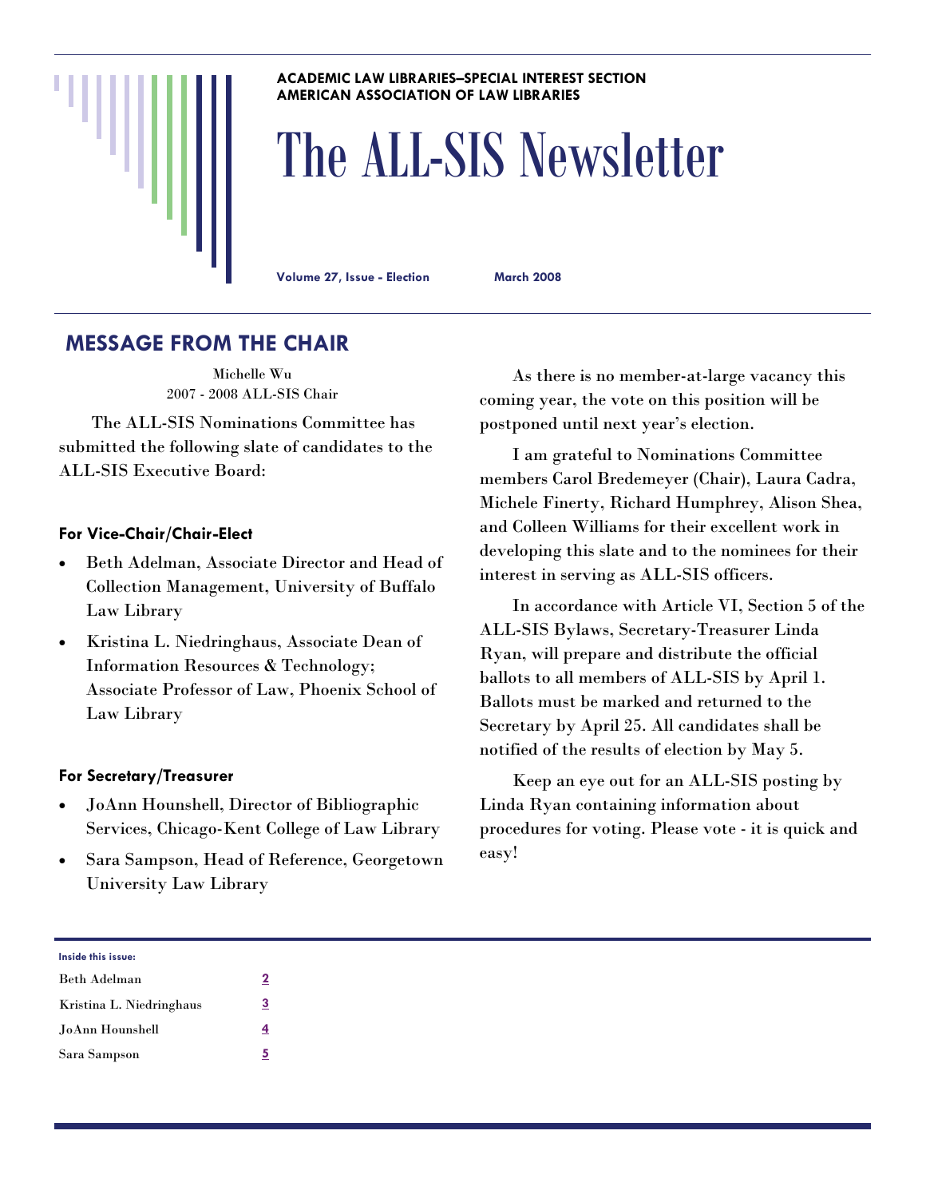ACADEMIC LAW LIBRARIES–SPECIAL INTEREST SECTION
AMERICAN ASSOCIATION OF LAW LIBRARIES

# The ALL-SIS Newsletter

**Volume 27, Issue - Election** **March 2008**

## MESSAGE FROM THE CHAIR

Michelle Wu
2007 - 2008 ALL-SIS Chair

The ALL-SIS Nominations Committee has submitted the following slate of candidates to the ALL-SIS Executive Board:

### For Vice-Chair/Chair-Elect

- Beth Adelman, Associate Director and Head of Collection Management, University of Buffalo Law Library
- Kristina L. Niedringhaus, Associate Dean of Information Resources & Technology; Associate Professor of Law, Phoenix School of Law Library

### For Secretary/Treasurer

- JoAnn Hounshell, Director of Bibliographic Services, Chicago-Kent College of Law Library
- Sara Sampson, Head of Reference, Georgetown University Law Library

As there is no member-at-large vacancy this coming year, the vote on this position will be postponed until next year's election.

I am grateful to Nominations Committee members Carol Bredemeyer (Chair), Laura Cadra, Michele Finerty, Richard Humphrey, Alison Shea, and Colleen Williams for their excellent work in developing this slate and to the nominees for their interest in serving as ALL-SIS officers.

In accordance with Article VI, Section 5 of the ALL-SIS Bylaws, Secretary-Treasurer Linda Ryan, will prepare and distribute the official ballots to all members of ALL-SIS by April 1. Ballots must be marked and returned to the Secretary by April 25. All candidates shall be notified of the results of election by May 5.

Keep an eye out for an ALL-SIS posting by Linda Ryan containing information about procedures for voting. Please vote - it is quick and easy!

**Inside this issue:**

| | |
|---|---|
| Beth Adelman | 2 |
| Kristina L. Niedringhaus | 3 |
| JoAnn Hounshell | 4 |
| Sara Sampson | 5 |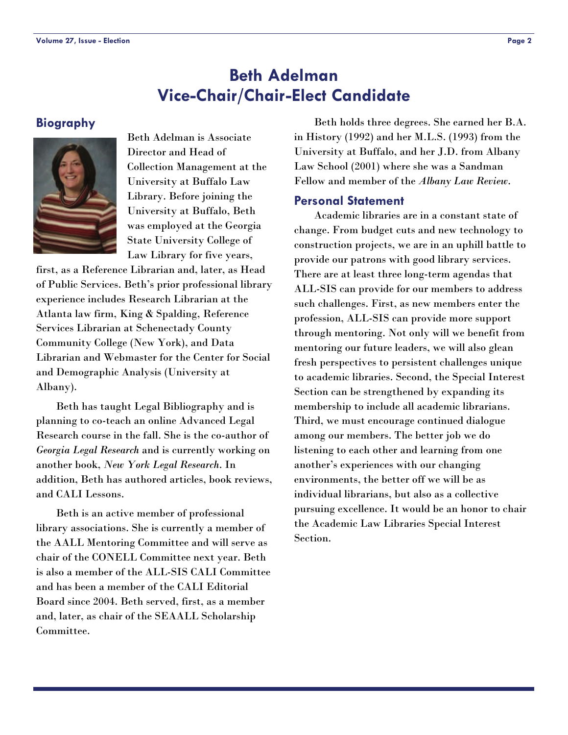# Beth Adelman
# Vice-Chair/Chair-Elect Candidate

## Biography

Beth Adelman is Associate Director and Head of Collection Management at the University at Buffalo Law Library. Before joining the University at Buffalo, Beth was employed at the Georgia State University College of Law Library for five years, first, as a Reference Librarian and, later, as Head of Public Services. Beth's prior professional library experience includes Research Librarian at the Atlanta law firm, King & Spalding, Reference Services Librarian at Schenectady County Community College (New York), and Data Librarian and Webmaster for the Center for Social and Demographic Analysis (University at Albany).

Beth has taught Legal Bibliography and is planning to co-teach an online Advanced Legal Research course in the fall. She is the co-author of *Georgia Legal Research* and is currently working on another book, *New York Legal Research*. In addition, Beth has authored articles, book reviews, and CALI Lessons.

Beth is an active member of professional library associations. She is currently a member of the AALL Mentoring Committee and will serve as chair of the CONELL Committee next year. Beth is also a member of the ALL-SIS CALI Committee and has been a member of the CALI Editorial Board since 2004. Beth served, first, as a member and, later, as chair of the SEAALL Scholarship Committee.

Beth holds three degrees. She earned her B.A. in History (1992) and her M.L.S. (1993) from the University at Buffalo, and her J.D. from Albany Law School (2001) where she was a Sandman Fellow and member of the *Albany Law Review*.

## Personal Statement

Academic libraries are in a constant state of change. From budget cuts and new technology to construction projects, we are in an uphill battle to provide our patrons with good library services. There are at least three long-term agendas that ALL-SIS can provide for our members to address such challenges. First, as new members enter the profession, ALL-SIS can provide more support through mentoring. Not only will we benefit from mentoring our future leaders, we will also glean fresh perspectives to persistent challenges unique to academic libraries. Second, the Special Interest Section can be strengthened by expanding its membership to include all academic librarians. Third, we must encourage continued dialogue among our members. The better job we do listening to each other and learning from one another's experiences with our changing environments, the better off we will be as individual librarians, but also as a collective pursuing excellence. It would be an honor to chair the Academic Law Libraries Special Interest Section.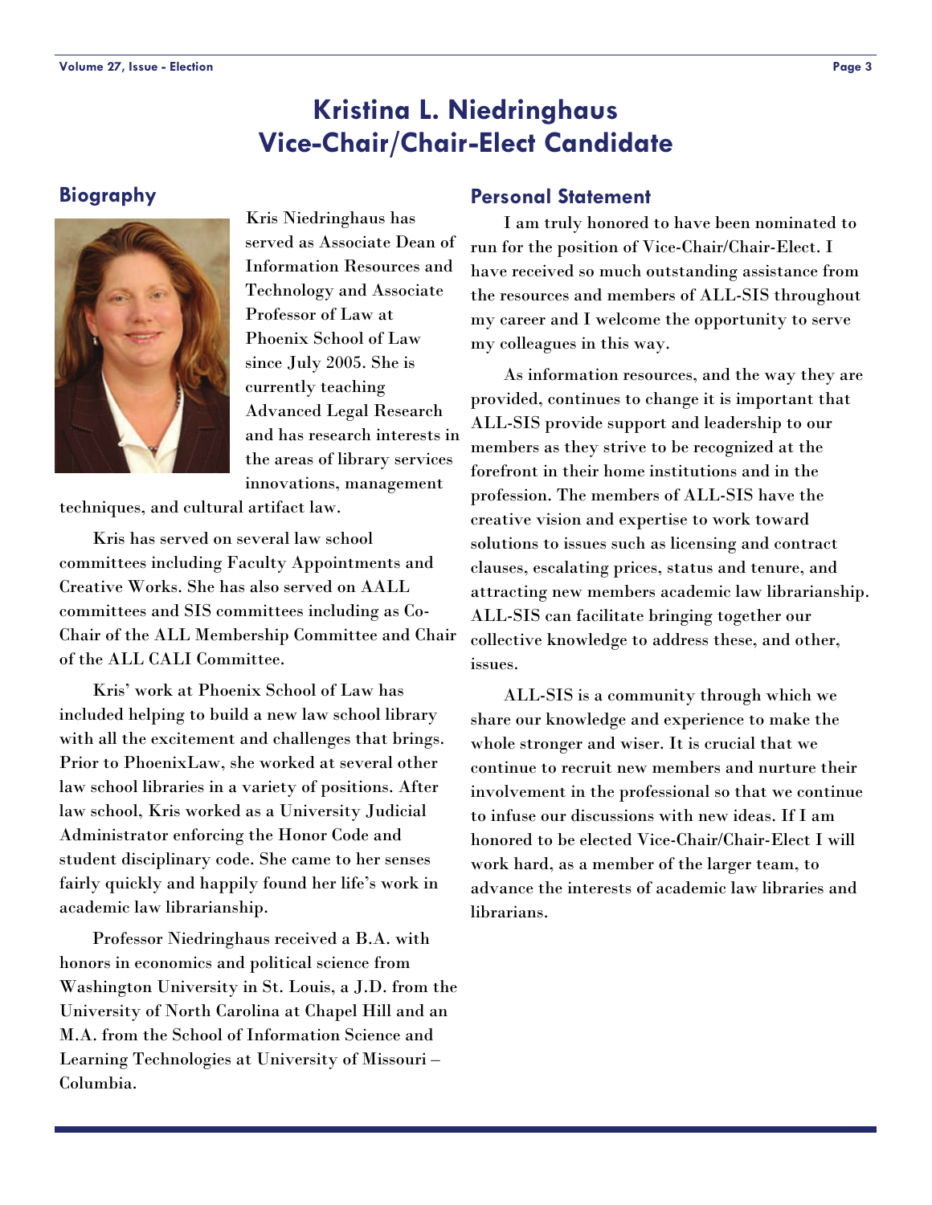# Kristina L. Niedringhaus
# Vice-Chair/Chair-Elect Candidate

## Biography

Kris Niedringhaus has served as Associate Dean of Information Resources and Technology and Associate Professor of Law at Phoenix School of Law since July 2005. She is currently teaching Advanced Legal Research and has research interests in the areas of library services innovations, management techniques, and cultural artifact law.

Kris has served on several law school committees including Faculty Appointments and Creative Works. She has also served on AALL committees and SIS committees including as Co-Chair of the ALL Membership Committee and Chair of the ALL CALI Committee.

Kris' work at Phoenix School of Law has included helping to build a new law school library with all the excitement and challenges that brings. Prior to PhoenixLaw, she worked at several other law school libraries in a variety of positions. After law school, Kris worked as a University Judicial Administrator enforcing the Honor Code and student disciplinary code. She came to her senses fairly quickly and happily found her life's work in academic law librarianship.

Professor Niedringhaus received a B.A. with honors in economics and political science from Washington University in St. Louis, a J.D. from the University of North Carolina at Chapel Hill and an M.A. from the School of Information Science and Learning Technologies at University of Missouri – Columbia.

## Personal Statement

I am truly honored to have been nominated to run for the position of Vice-Chair/Chair-Elect. I have received so much outstanding assistance from the resources and members of ALL-SIS throughout my career and I welcome the opportunity to serve my colleagues in this way.

As information resources, and the way they are provided, continues to change it is important that ALL-SIS provide support and leadership to our members as they strive to be recognized at the forefront in their home institutions and in the profession. The members of ALL-SIS have the creative vision and expertise to work toward solutions to issues such as licensing and contract clauses, escalating prices, status and tenure, and attracting new members academic law librarianship. ALL-SIS can facilitate bringing together our collective knowledge to address these, and other, issues.

ALL-SIS is a community through which we share our knowledge and experience to make the whole stronger and wiser. It is crucial that we continue to recruit new members and nurture their involvement in the professional so that we continue to infuse our discussions with new ideas. If I am honored to be elected Vice-Chair/Chair-Elect I will work hard, as a member of the larger team, to advance the interests of academic law libraries and librarians.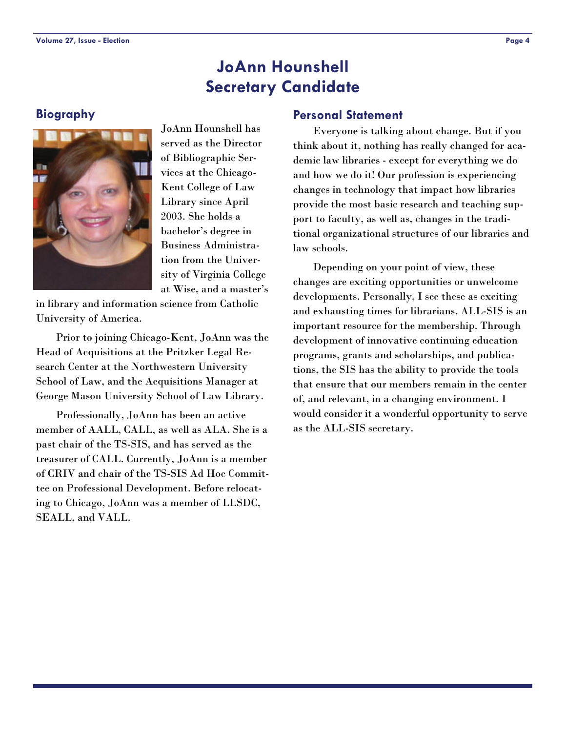# JoAnn Hounshell
# Secretary Candidate

## Biography

JoAnn Hounshell has served as the Director of Bibliographic Services at the Chicago-Kent College of Law Library since April 2003. She holds a bachelor's degree in Business Administration from the University of Virginia College at Wise, and a master's in library and information science from Catholic University of America.

Prior to joining Chicago-Kent, JoAnn was the Head of Acquisitions at the Pritzker Legal Research Center at the Northwestern University School of Law, and the Acquisitions Manager at George Mason University School of Law Library.

Professionally, JoAnn has been an active member of AALL, CALL, as well as ALA. She is a past chair of the TS-SIS, and has served as the treasurer of CALL. Currently, JoAnn is a member of CRIV and chair of the TS-SIS Ad Hoc Committee on Professional Development. Before relocating to Chicago, JoAnn was a member of LLSDC, SEALL, and VALL.

## Personal Statement

Everyone is talking about change. But if you think about it, nothing has really changed for academic law libraries - except for everything we do and how we do it! Our profession is experiencing changes in technology that impact how libraries provide the most basic research and teaching support to faculty, as well as, changes in the traditional organizational structures of our libraries and law schools.

Depending on your point of view, these changes are exciting opportunities or unwelcome developments. Personally, I see these as exciting and exhausting times for librarians. ALL-SIS is an important resource for the membership. Through development of innovative continuing education programs, grants and scholarships, and publications, the SIS has the ability to provide the tools that ensure that our members remain in the center of, and relevant, in a changing environment. I would consider it a wonderful opportunity to serve as the ALL-SIS secretary.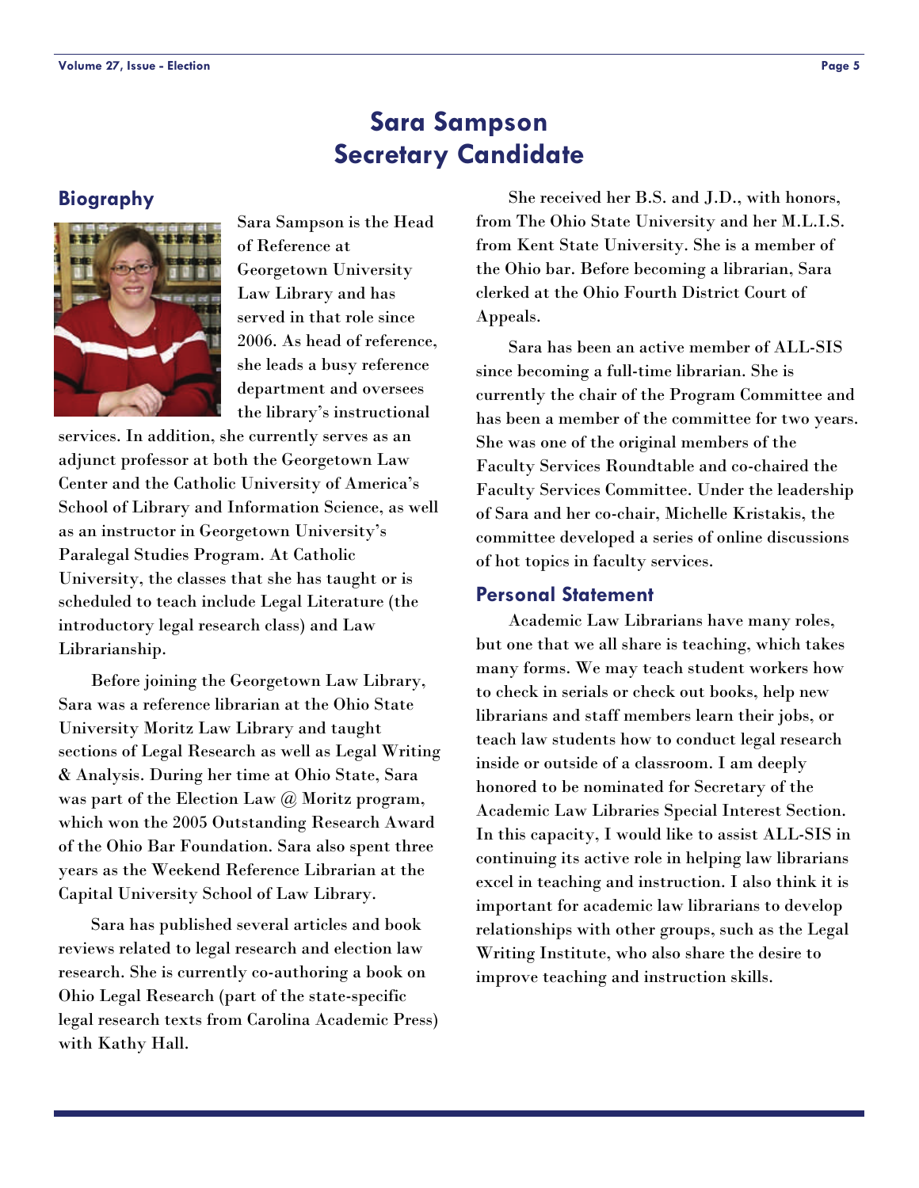# Sara Sampson
# Secretary Candidate

## Biography

Sara Sampson is the Head of Reference at Georgetown University Law Library and has served in that role since 2006. As head of reference, she leads a busy reference department and oversees the library's instructional services. In addition, she currently serves as an adjunct professor at both the Georgetown Law Center and the Catholic University of America's School of Library and Information Science, as well as an instructor in Georgetown University's Paralegal Studies Program. At Catholic University, the classes that she has taught or is scheduled to teach include Legal Literature (the introductory legal research class) and Law Librarianship.

Before joining the Georgetown Law Library, Sara was a reference librarian at the Ohio State University Moritz Law Library and taught sections of Legal Research as well as Legal Writing & Analysis. During her time at Ohio State, Sara was part of the Election Law @ Moritz program, which won the 2005 Outstanding Research Award of the Ohio Bar Foundation. Sara also spent three years as the Weekend Reference Librarian at the Capital University School of Law Library.

Sara has published several articles and book reviews related to legal research and election law research. She is currently co-authoring a book on Ohio Legal Research (part of the state-specific legal research texts from Carolina Academic Press) with Kathy Hall.

She received her B.S. and J.D., with honors, from The Ohio State University and her M.L.I.S. from Kent State University. She is a member of the Ohio bar. Before becoming a librarian, Sara clerked at the Ohio Fourth District Court of Appeals.

Sara has been an active member of ALL-SIS since becoming a full-time librarian. She is currently the chair of the Program Committee and has been a member of the committee for two years. She was one of the original members of the Faculty Services Roundtable and co-chaired the Faculty Services Committee. Under the leadership of Sara and her co-chair, Michelle Kristakis, the committee developed a series of online discussions of hot topics in faculty services.

## Personal Statement

Academic Law Librarians have many roles, but one that we all share is teaching, which takes many forms. We may teach student workers how to check in serials or check out books, help new librarians and staff members learn their jobs, or teach law students how to conduct legal research inside or outside of a classroom. I am deeply honored to be nominated for Secretary of the Academic Law Libraries Special Interest Section. In this capacity, I would like to assist ALL-SIS in continuing its active role in helping law librarians excel in teaching and instruction. I also think it is important for academic law librarians to develop relationships with other groups, such as the Legal Writing Institute, who also share the desire to improve teaching and instruction skills.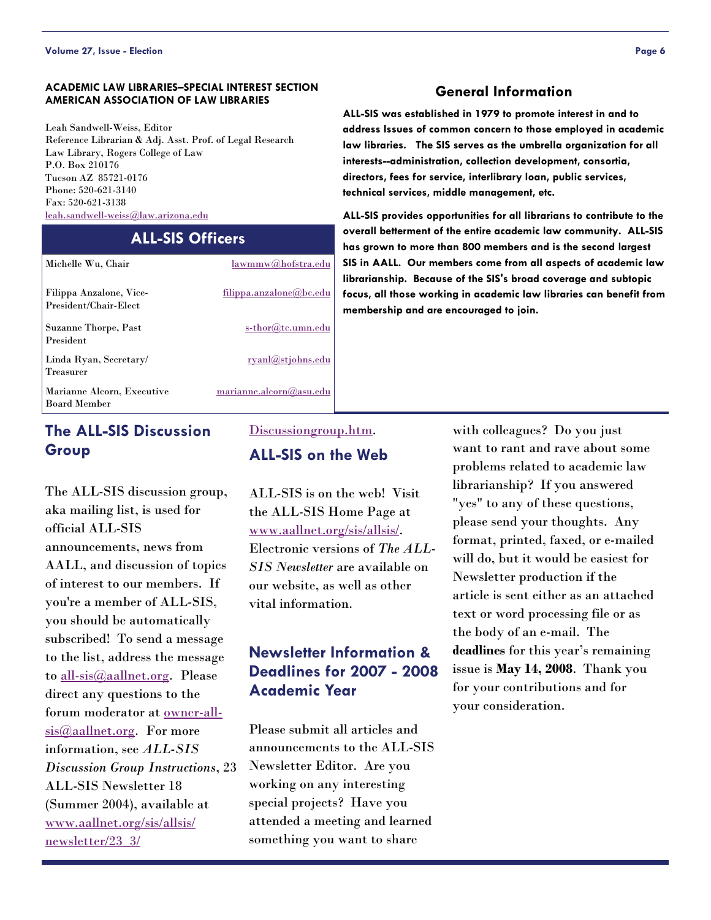**ACADEMIC LAW LIBRARIES–SPECIAL INTEREST SECTION**
**AMERICAN ASSOCIATION OF LAW LIBRARIES**

Leah Sandwell-Weiss, Editor
Reference Librarian & Adj. Asst. Prof. of Legal Research
Law Library, Rogers College of Law
P.O. Box 210176
Tucson AZ 85721-0176
Phone: 520-621-3140
Fax: 520-621-3138
leah.sandwell-weiss@law.arizona.edu

## ALL-SIS Officers

| | |
|---|---|
| Michelle Wu, Chair | lawmmw@hofstra.edu |
| Filippa Anzalone, Vice-President/Chair-Elect | filippa.anzalone@bc.edu |
| Suzanne Thorpe, Past President | s-thor@tc.umn.edu |
| Linda Ryan, Secretary/Treasurer | ryanl@stjohns.edu |
| Marianne Alcorn, Executive Board Member | marianne.alcorn@asu.edu |

## General Information

**ALL-SIS was established in 1979 to promote interest in and to address Issues of common concern to those employed in academic law libraries. The SIS serves as the umbrella organization for all interests--administration, collection development, consortia, directors, fees for service, interlibrary loan, public services, technical services, middle management, etc.**

**ALL-SIS provides opportunities for all librarians to contribute to the overall betterment of the entire academic law community. ALL-SIS has grown to more than 800 members and is the second largest SIS in AALL. Our members come from all aspects of academic law librarianship. Because of the SIS's broad coverage and subtopic focus, all those working in academic law libraries can benefit from membership and are encouraged to join.**

## The ALL-SIS Discussion Group

The ALL-SIS discussion group, aka mailing list, is used for official ALL-SIS announcements, news from AALL, and discussion of topics of interest to our members. If you're a member of ALL-SIS, you should be automatically subscribed! To send a message to the list, address the message to all-sis@aallnet.org. Please direct any questions to the forum moderator at owner-all-sis@aallnet.org. For more information, see *ALL-SIS Discussion Group Instructions*, 23 ALL-SIS Newsletter 18 (Summer 2004), available at www.aallnet.org/sis/allsis/newsletter/23_3/Discussiongroup.htm.

## ALL-SIS on the Web

ALL-SIS is on the web! Visit the ALL-SIS Home Page at www.aallnet.org/sis/allsis/. Electronic versions of *The ALL-SIS Newsletter* are available on our website, as well as other vital information.

## Newsletter Information & Deadlines for 2007 - 2008 Academic Year

Please submit all articles and announcements to the ALL-SIS Newsletter Editor. Are you working on any interesting special projects? Have you attended a meeting and learned something you want to share with colleagues? Do you just want to rant and rave about some problems related to academic law librarianship? If you answered "yes" to any of these questions, please send your thoughts. Any format, printed, faxed, or e-mailed will do, but it would be easiest for Newsletter production if the article is sent either as an attached text or word processing file or as the body of an e-mail. The **deadlines** for this year's remaining issue is **May 14, 2008**. Thank you for your contributions and for your consideration.